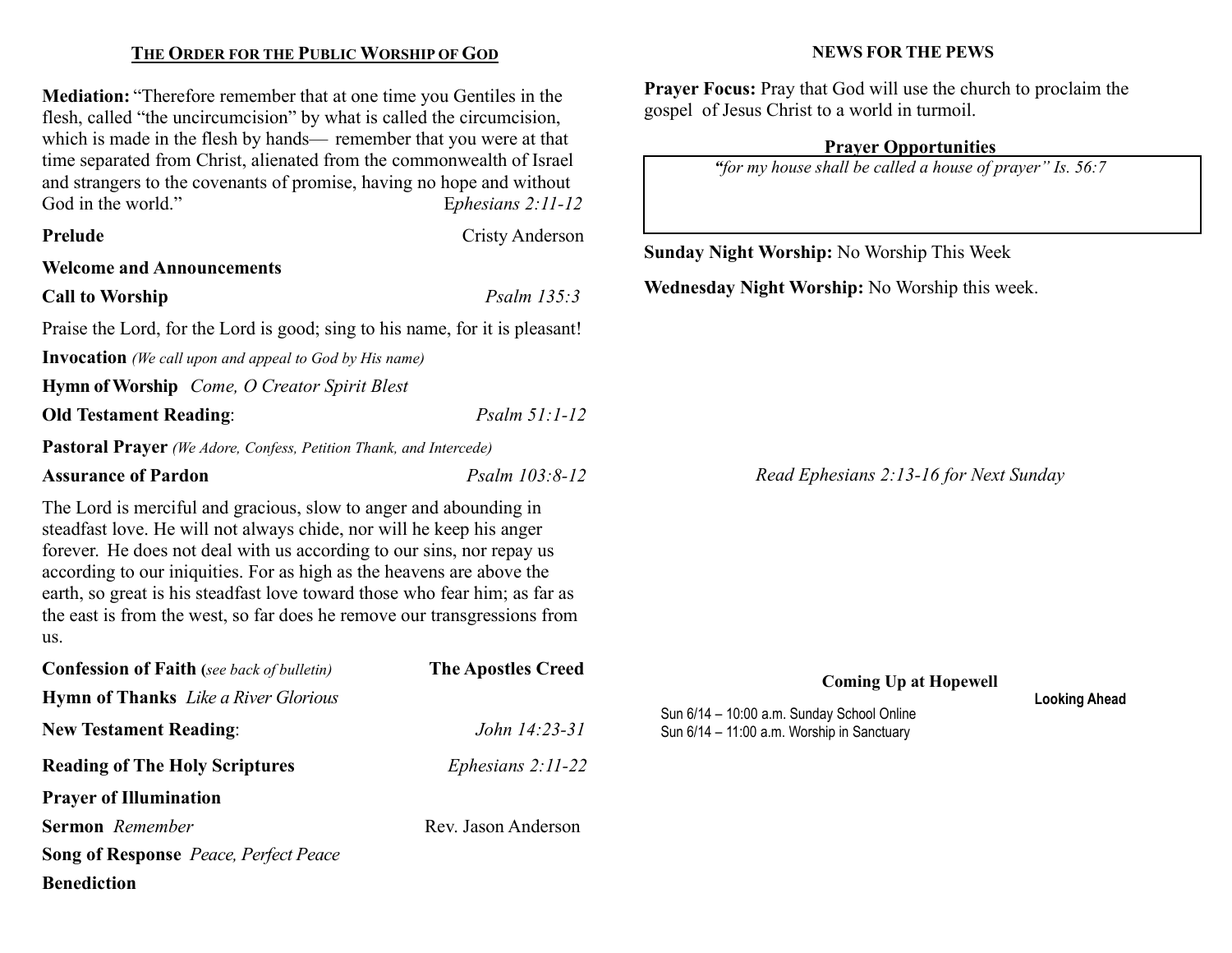## The Order for the Public Worship of God

**Mediation:** "Therefore remember that at one time you Gentiles in the flesh, called "the uncircumcision" by what is called the circumcision, which is made in the flesh by hands— remember that you were at that time separated from Christ, alienated from the commonwealth of Israel and strangers to the covenants of promise, having no hope and without God in the world." *Ephesians 2:11-12*

**Prelude** Cristy Anderson

**Welcome and Announcements**

**Call to Worship** *Psalm 135:3*

Praise the Lord, for the Lord is good; sing to his name, for it is pleasant!

**Invocation** *(We call upon and appeal to God by His name)*

**Hymn of Worship** *Come, O Creator Spirit Blest*

**Old Testament Reading**: *Psalm 51:1-12*

**Pastoral Prayer** *(We Adore, Confess, Petition Thank, and Intercede)*

**Assurance of Pardon** *Psalm 103:8-12*

The Lord is merciful and gracious, slow to anger and abounding in steadfast love. He will not always chide, nor will he keep his anger forever. He does not deal with us according to our sins, nor repay us according to our iniquities. For as high as the heavens are above the earth, so great is his steadfast love toward those who fear him; as far as the east is from the west, so far does he remove our transgressions from us.

**Confession of Faith (***see back of bulletin***)** **The Apostles Creed**

**Hymn of Thanks** *Like a River Glorious*

**New Testament Reading**: *John 14:23-31*

**Reading of The Holy Scriptures** *Ephesians 2:11-22*

**Prayer of Illumination**

**Sermon** *Remember* Rev. Jason Anderson

**Song of Response** *Peace, Perfect Peace*

**Benediction**

## NEWS FOR THE PEWS

**Prayer Focus:** Pray that God will use the church to proclaim the gospel of Jesus Christ to a world in turmoil.

### Prayer Opportunities

*"for my house shall be called a house of prayer" Is. 56:7*

**Sunday Night Worship:** No Worship This Week

**Wednesday Night Worship:** No Worship this week.

*Read Ephesians 2:13-16 for Next Sunday*

### Coming Up at Hopewell

**Looking Ahead**

Sun 6/14 – 10:00 a.m. Sunday School Online
Sun 6/14 – 11:00 a.m. Worship in Sanctuary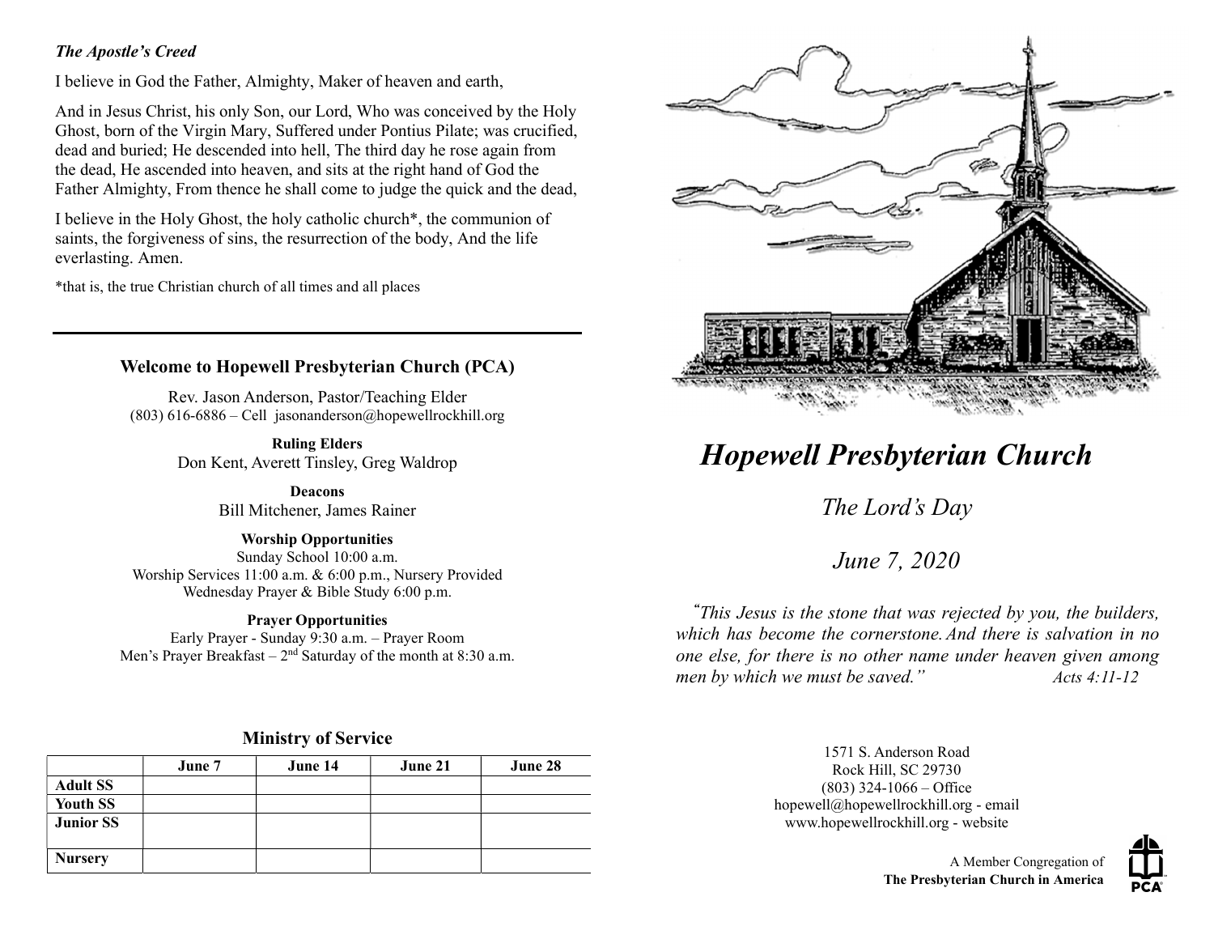***The Apostle's Creed***

I believe in God the Father, Almighty, Maker of heaven and earth,

And in Jesus Christ, his only Son, our Lord, Who was conceived by the Holy Ghost, born of the Virgin Mary, Suffered under Pontius Pilate; was crucified, dead and buried; He descended into hell, The third day he rose again from the dead, He ascended into heaven, and sits at the right hand of God the Father Almighty, From thence he shall come to judge the quick and the dead,

I believe in the Holy Ghost, the holy catholic church*, the communion of saints, the forgiveness of sins, the resurrection of the body, And the life everlasting. Amen.

*that is, the true Christian church of all times and all places

---

## Welcome to Hopewell Presbyterian Church (PCA)

Rev. Jason Anderson, Pastor/Teaching Elder
(803) 616-6886 – Cell jasonanderson@hopewellrockhill.org

**Ruling Elders**
Don Kent, Averett Tinsley, Greg Waldrop

**Deacons**
Bill Mitchener, James Rainer

**Worship Opportunities**
Sunday School 10:00 a.m.
Worship Services 11:00 a.m. & 6:00 p.m., Nursery Provided
Wednesday Prayer & Bible Study 6:00 p.m.

**Prayer Opportunities**
Early Prayer - Sunday 9:30 a.m. – Prayer Room
Men's Prayer Breakfast – 2nd Saturday of the month at 8:30 a.m.

## Ministry of Service

| | June 7 | June 14 | June 21 | June 28 |
|---|---|---|---|---|
| **Adult SS** | | | | |
| **Youth SS** | | | | |
| **Junior SS** | | | | |
| **Nursery** | | | | |

# *Hopewell Presbyterian Church*

*The Lord's Day*

*June 7, 2020*

*"This Jesus is the stone that was rejected by you, the builders, which has become the cornerstone. And there is salvation in no one else, for there is no other name under heaven given among men by which we must be saved."* *Acts 4:11-12*

1571 S. Anderson Road
Rock Hill, SC 29730
(803) 324-1066 – Office
hopewell@hopewellrockhill.org - email
www.hopewellrockhill.org - website

A Member Congregation of
**The Presbyterian Church in America**

PCA